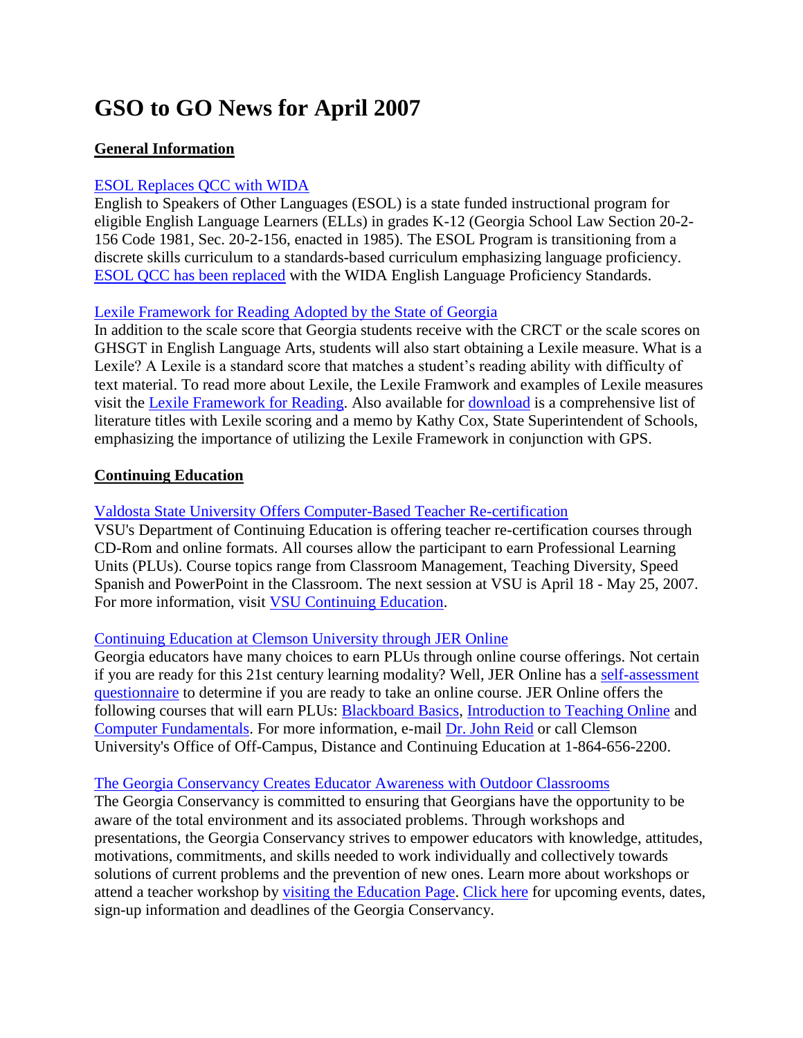# GSO to GO News for April 2007

## General Information

### ESOL Replaces QCC with WIDA

English to Speakers of Other Languages (ESOL) is a state funded instructional program for eligible English Language Learners (ELLs) in grades K-12 (Georgia School Law Section 20-2-156 Code 1981, Sec. 20-2-156, enacted in 1985). The ESOL Program is transitioning from a discrete skills curriculum to a standards-based curriculum emphasizing language proficiency. ESOL QCC has been replaced with the WIDA English Language Proficiency Standards.

### Lexile Framework for Reading Adopted by the State of Georgia

In addition to the scale score that Georgia students receive with the CRCT or the scale scores on GHSGT in English Language Arts, students will also start obtaining a Lexile measure. What is a Lexile? A Lexile is a standard score that matches a student's reading ability with difficulty of text material. To read more about Lexile, the Lexile Framwork and examples of Lexile measures visit the Lexile Framework for Reading. Also available for download is a comprehensive list of literature titles with Lexile scoring and a memo by Kathy Cox, State Superintendent of Schools, emphasizing the importance of utilizing the Lexile Framework in conjunction with GPS.

## Continuing Education

### Valdosta State University Offers Computer-Based Teacher Re-certification

VSU's Department of Continuing Education is offering teacher re-certification courses through CD-Rom and online formats. All courses allow the participant to earn Professional Learning Units (PLUs). Course topics range from Classroom Management, Teaching Diversity, Speed Spanish and PowerPoint in the Classroom. The next session at VSU is April 18 - May 25, 2007. For more information, visit VSU Continuing Education.

### Continuing Education at Clemson University through JER Online

Georgia educators have many choices to earn PLUs through online course offerings. Not certain if you are ready for this 21st century learning modality? Well, JER Online has a self-assessment questionnaire to determine if you are ready to take an online course. JER Online offers the following courses that will earn PLUs: Blackboard Basics, Introduction to Teaching Online and Computer Fundamentals. For more information, e-mail Dr. John Reid or call Clemson University's Office of Off-Campus, Distance and Continuing Education at 1-864-656-2200.

### The Georgia Conservancy Creates Educator Awareness with Outdoor Classrooms

The Georgia Conservancy is committed to ensuring that Georgians have the opportunity to be aware of the total environment and its associated problems. Through workshops and presentations, the Georgia Conservancy strives to empower educators with knowledge, attitudes, motivations, commitments, and skills needed to work individually and collectively towards solutions of current problems and the prevention of new ones. Learn more about workshops or attend a teacher workshop by visiting the Education Page. Click here for upcoming events, dates, sign-up information and deadlines of the Georgia Conservancy.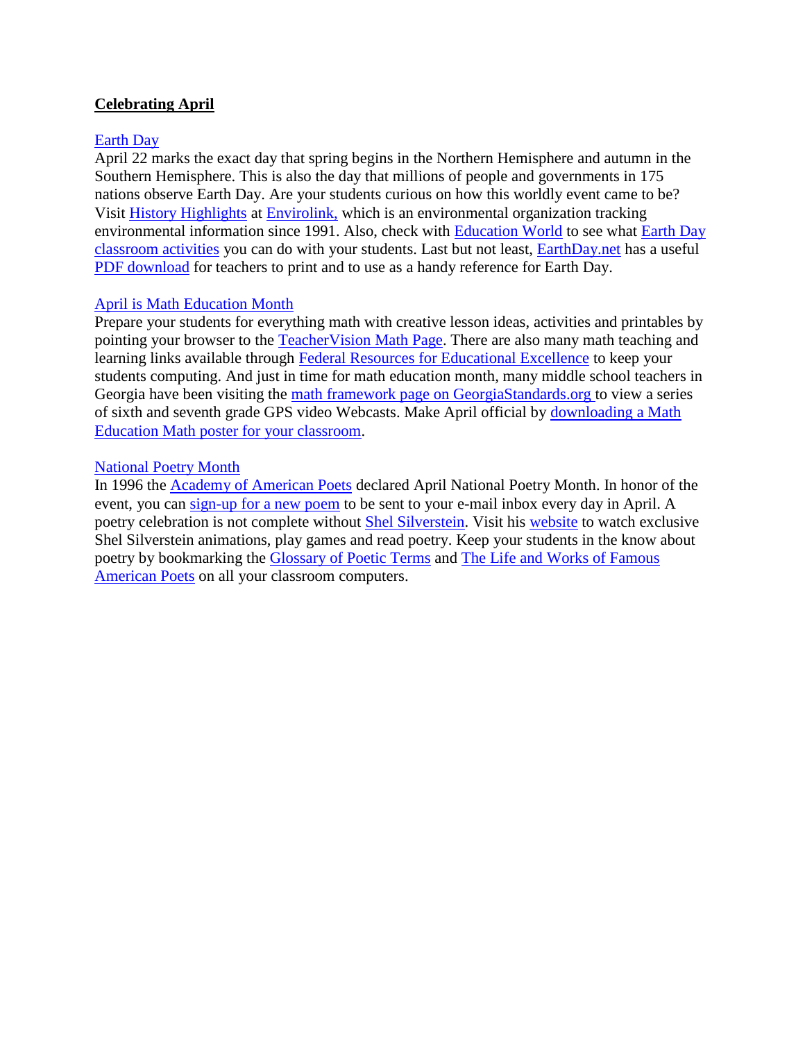## Celebrating April

### Earth Day

April 22 marks the exact day that spring begins in the Northern Hemisphere and autumn in the Southern Hemisphere. This is also the day that millions of people and governments in 175 nations observe Earth Day. Are your students curious on how this worldly event came to be? Visit History Highlights at Envirolink, which is an environmental organization tracking environmental information since 1991. Also, check with Education World to see what Earth Day classroom activities you can do with your students. Last but not least, EarthDay.net has a useful PDF download for teachers to print and to use as a handy reference for Earth Day.

### April is Math Education Month

Prepare your students for everything math with creative lesson ideas, activities and printables by pointing your browser to the TeacherVision Math Page. There are also many math teaching and learning links available through Federal Resources for Educational Excellence to keep your students computing. And just in time for math education month, many middle school teachers in Georgia have been visiting the math framework page on GeorgiaStandards.org to view a series of sixth and seventh grade GPS video Webcasts. Make April official by downloading a Math Education Math poster for your classroom.

### National Poetry Month

In 1996 the Academy of American Poets declared April National Poetry Month. In honor of the event, you can sign-up for a new poem to be sent to your e-mail inbox every day in April. A poetry celebration is not complete without Shel Silverstein. Visit his website to watch exclusive Shel Silverstein animations, play games and read poetry. Keep your students in the know about poetry by bookmarking the Glossary of Poetic Terms and The Life and Works of Famous American Poets on all your classroom computers.